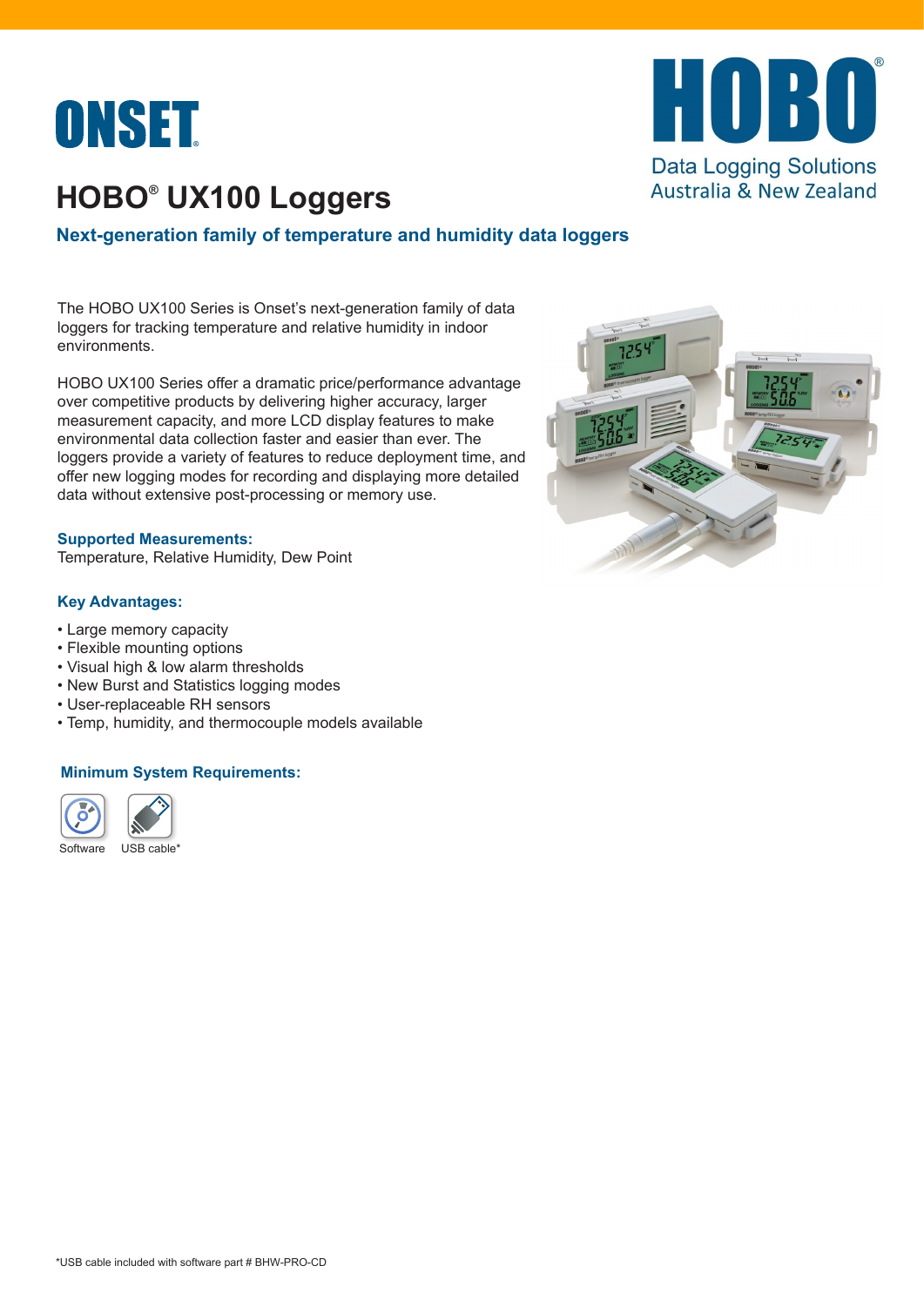ONSET

HOBO

Data Logging Solutions
Australia & New Zealand

# HOBO® UX100 Loggers

## Next-generation family of temperature and humidity data loggers

The HOBO UX100 Series is Onset's next-generation family of data loggers for tracking temperature and relative humidity in indoor environments.

HOBO UX100 Series offer a dramatic price/performance advantage over competitive products by delivering higher accuracy, larger measurement capacity, and more LCD display features to make environmental data collection faster and easier than ever. The loggers provide a variety of features to reduce deployment time, and offer new logging modes for recording and displaying more detailed data without extensive post-processing or memory use.

### Supported Measurements:

Temperature, Relative Humidity, Dew Point

### Key Advantages:

- Large memory capacity
- Flexible mounting options
- Visual high & low alarm thresholds
- New Burst and Statistics logging modes
- User-replaceable RH sensors
- Temp, humidity, and thermocouple models available

### Minimum System Requirements:

Software USB cable*

*USB cable included with software part # BHW-PRO-CD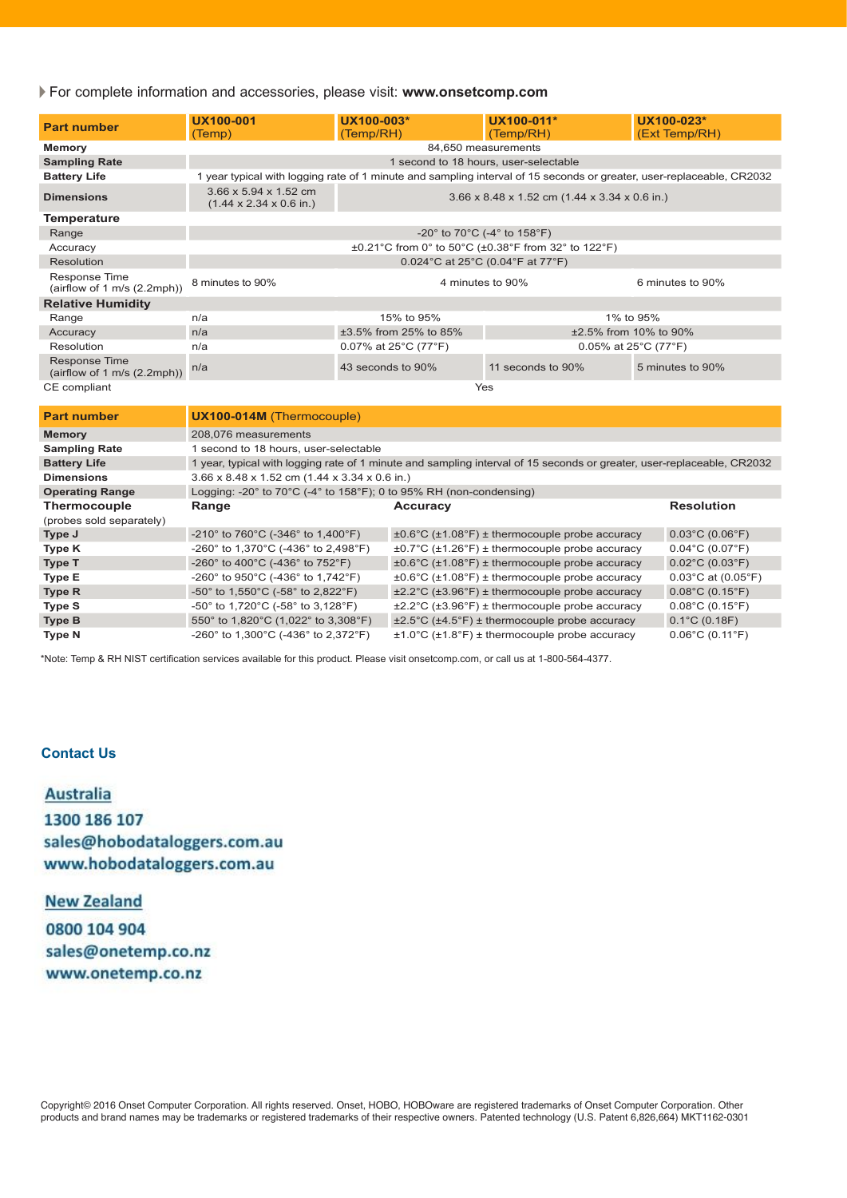For complete information and accessories, please visit: **www.onsetcomp.com**

| Part number | UX100-001 (Temp) | UX100-003* (Temp/RH) | UX100-011* (Temp/RH) | UX100-023* (Ext Temp/RH) |
|---|---|---|---|---|
| **Memory** | 84,650 measurements | | | |
| **Sampling Rate** | 1 second to 18 hours, user-selectable | | | |
| **Battery Life** | 1 year typical with logging rate of 1 minute and sampling interval of 15 seconds or greater, user-replaceable, CR2032 | | | |
| **Dimensions** | 3.66 x 5.94 x 1.52 cm (1.44 x 2.34 x 0.6 in.) | 3.66 x 8.48 x 1.52 cm (1.44 x 3.34 x 0.6 in.) | | |
| **Temperature** | | | | |
| Range | -20° to 70°C (-4° to 158°F) | | | |
| Accuracy | ±0.21°C from 0° to 50°C (±0.38°F from 32° to 122°F) | | | |
| Resolution | 0.024°C at 25°C (0.04°F at 77°F) | | | |
| Response Time (airflow of 1 m/s (2.2mph)) | 8 minutes to 90% | 4 minutes to 90% | | 6 minutes to 90% |
| **Relative Humidity** | | | | |
| Range | n/a | 15% to 95% | 1% to 95% | |
| Accuracy | n/a | ±3.5% from 25% to 85% | ±2.5% from 10% to 90% | |
| Resolution | n/a | 0.07% at 25°C (77°F) | 0.05% at 25°C (77°F) | |
| Response Time (airflow of 1 m/s (2.2mph)) | n/a | 43 seconds to 90% | 11 seconds to 90% | 5 minutes to 90% |
| CE compliant | Yes | | | |

| Part number | UX100-014M (Thermocouple) | | |
|---|---|---|---|
| **Memory** | 208,076 measurements | | |
| **Sampling Rate** | 1 second to 18 hours, user-selectable | | |
| **Battery Life** | 1 year, typical with logging rate of 1 minute and sampling interval of 15 seconds or greater, user-replaceable, CR2032 | | |
| **Dimensions** | 3.66 x 8.48 x 1.52 cm (1.44 x 3.34 x 0.6 in.) | | |
| **Operating Range** | Logging: -20° to 70°C (-4° to 158°F); 0 to 95% RH (non-condensing) | | |
| **Thermocouple** (probes sold separately) | **Range** | **Accuracy** | **Resolution** |
| **Type J** | -210° to 760°C (-346° to 1,400°F) | ±0.6°C (±1.08°F) ± thermocouple probe accuracy | 0.03°C (0.06°F) |
| **Type K** | -260° to 1,370°C (-436° to 2,498°F) | ±0.7°C (±1.26°F) ± thermocouple probe accuracy | 0.04°C (0.07°F) |
| **Type T** | -260° to 400°C (-436° to 752°F) | ±0.6°C (±1.08°F) ± thermocouple probe accuracy | 0.02°C (0.03°F) |
| **Type E** | -260° to 950°C (-436° to 1,742°F) | ±0.6°C (±1.08°F) ± thermocouple probe accuracy | 0.03°C at (0.05°F) |
| **Type R** | -50° to 1,550°C (-58° to 2,822°F) | ±2.2°C (±3.96°F) ± thermocouple probe accuracy | 0.08°C (0.15°F) |
| **Type S** | -50° to 1,720°C (-58° to 3,128°F) | ±2.2°C (±3.96°F) ± thermocouple probe accuracy | 0.08°C (0.15°F) |
| **Type B** | 550° to 1,820°C (1,022° to 3,308°F) | ±2.5°C (±4.5°F) ± thermocouple probe accuracy | 0.1°C (0.18F) |
| **Type N** | -260° to 1,300°C (-436° to 2,372°F) | ±1.0°C (±1.8°F) ± thermocouple probe accuracy | 0.06°C (0.11°F) |

*Note: Temp & RH NIST certification services available for this product. Please visit onsetcomp.com, or call us at 1-800-564-4377.

## Contact Us

**Australia**

1300 186 107
sales@hobodataloggers.com.au
www.hobodataloggers.com.au

**New Zealand**

0800 104 904
sales@onetemp.co.nz
www.onetemp.co.nz

Copyright© 2016 Onset Computer Corporation. All rights reserved. Onset, HOBO, HOBOware are registered trademarks of Onset Computer Corporation. Other products and brand names may be trademarks or registered trademarks of their respective owners. Patented technology (U.S. Patent 6,826,664) MKT1162-0301